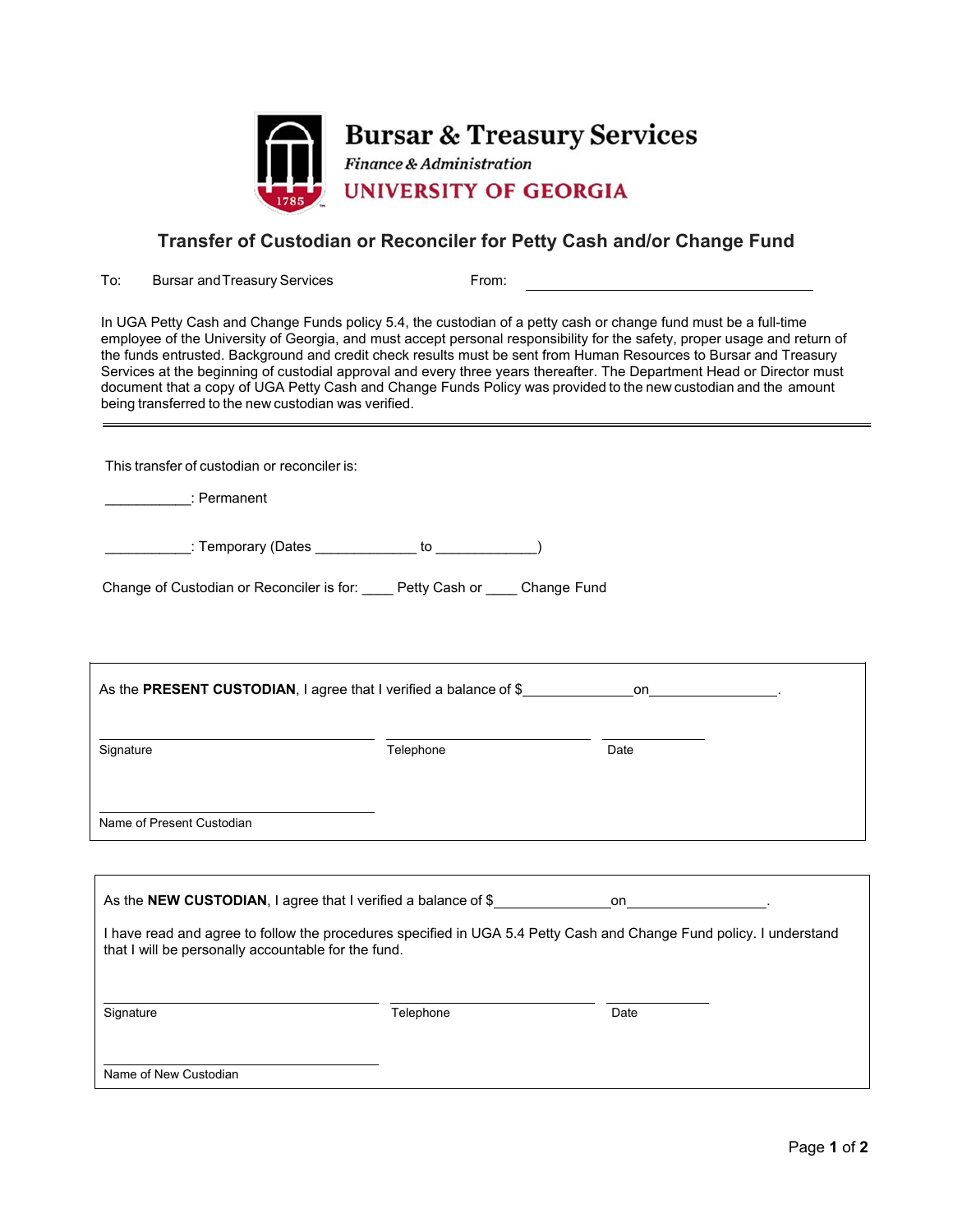# Bursar & Treasury Services

*Finance & Administration*

**UNIVERSITY OF GEORGIA**

## Transfer of Custodian or Reconciler for Petty Cash and/or Change Fund

To: Bursar and Treasury Services From: ______________________________

In UGA Petty Cash and Change Funds policy 5.4, the custodian of a petty cash or change fund must be a full-time employee of the University of Georgia, and must accept personal responsibility for the safety, proper usage and return of the funds entrusted. Background and credit check results must be sent from Human Resources to Bursar and Treasury Services at the beginning of custodial approval and every three years thereafter. The Department Head or Director must document that a copy of UGA Petty Cash and Change Funds Policy was provided to the new custodian and the amount being transferred to the new custodian was verified.

---

This transfer of custodian or reconciler is:

___________: Permanent

___________: Temporary (Dates _____________ to _____________)

Change of Custodian or Reconciler is for: ____ Petty Cash or ____ Change Fund

---

As the **PRESENT CUSTODIAN**, I agree that I verified a balance of $______________ on________________.

| ______________________________ | ______________________________ | ______________ |
|---|---|---|
| Signature | Telephone | Date |

______________________________
Name of Present Custodian

---

As the **NEW CUSTODIAN**, I agree that I verified a balance of $______________ on________________.

I have read and agree to follow the procedures specified in UGA 5.4 Petty Cash and Change Fund policy. I understand that I will be personally accountable for the fund.

| ______________________________ | ______________________________ | ______________ |
|---|---|---|
| Signature | Telephone | Date |

______________________________
Name of New Custodian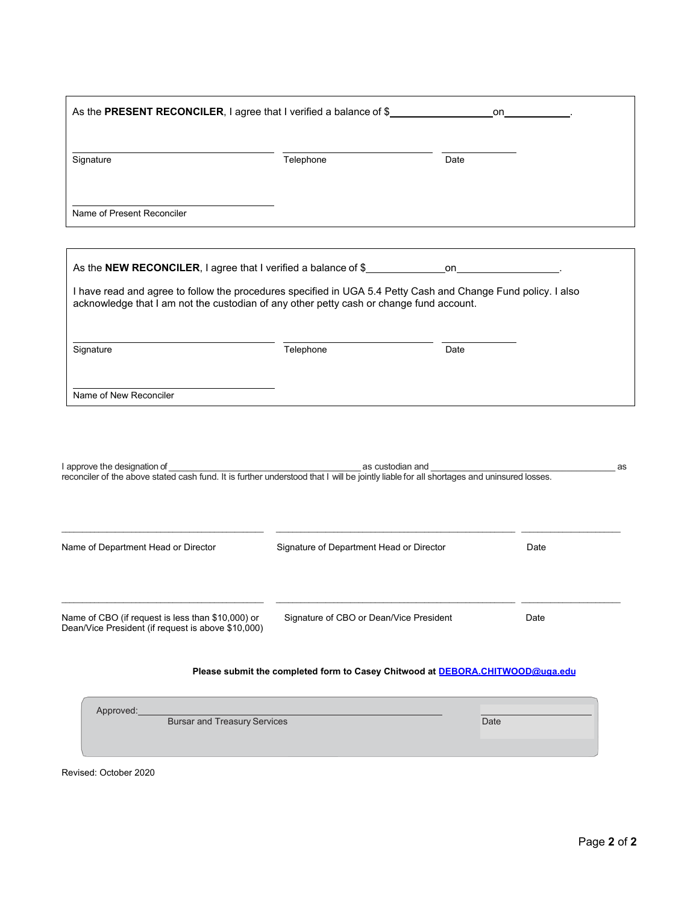As the **PRESENT RECONCILER**, I agree that I verified a balance of $__________________ on____________.

| | | |
|---|---|---|
| Signature | Telephone | Date |

Name of Present Reconciler

As the **NEW RECONCILER**, I agree that I verified a balance of $______________ on__________________.

I have read and agree to follow the procedures specified in UGA 5.4 Petty Cash and Change Fund policy. I also acknowledge that I am not the custodian of any other petty cash or change fund account.

| | | |
|---|---|---|
| Signature | Telephone | Date |

Name of New Reconciler

I approve the designation of ________________________________________ as custodian and ________________________________________ as reconciler of the above stated cash fund. It is further understood that I will be jointly liable for all shortages and uninsured losses.

| | | |
|---|---|---|
| Name of Department Head or Director | Signature of Department Head or Director | Date |
| Name of CBO (if request is less than $10,000) or Dean/Vice President (if request is above $10,000) | Signature of CBO or Dean/Vice President | Date |

**Please submit the completed form to Casey Chitwood at [DEBORA.CHITWOOD@uga.edu](mailto:DEBORA.CHITWOOD@uga.edu)**

Approved:______________________________________________ Bursar and Treasury Services

Date

Revised: October 2020